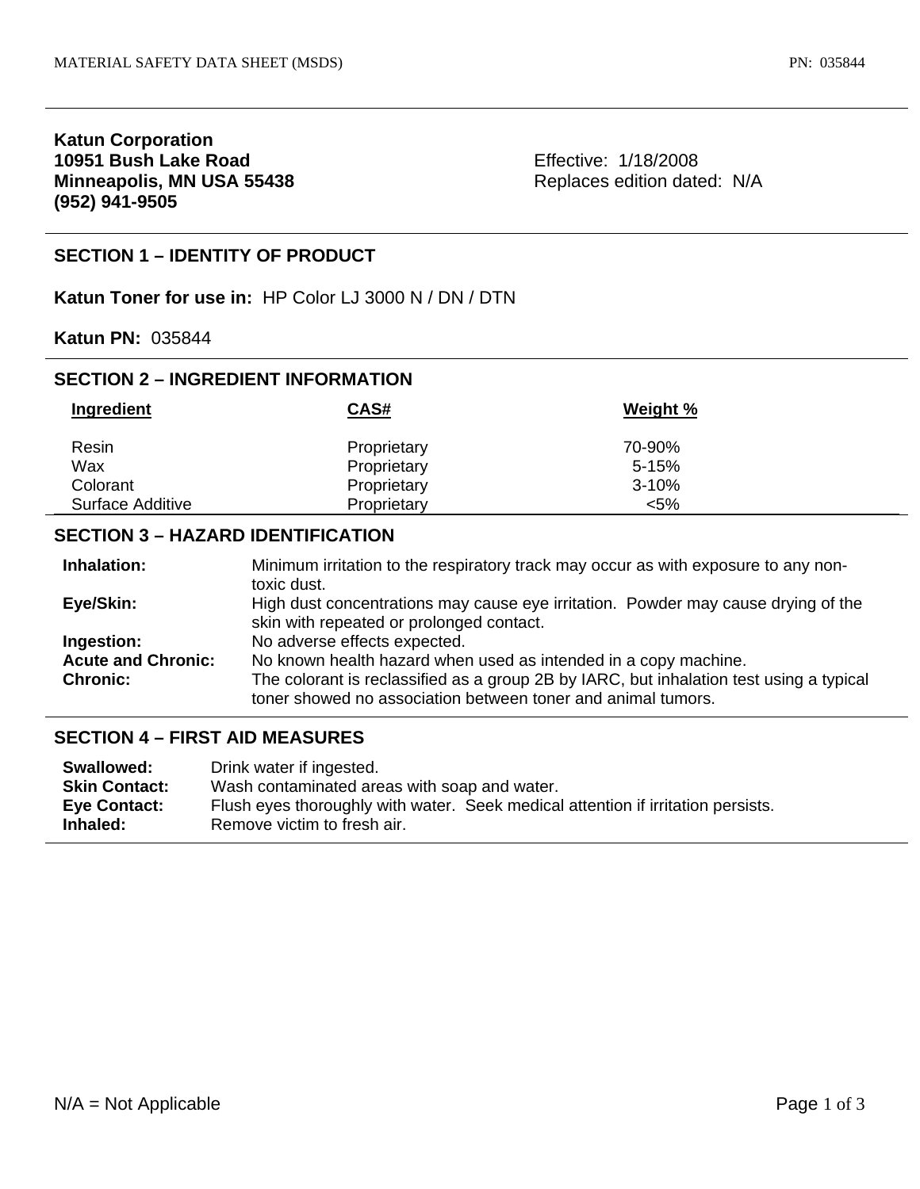**Katun Corporation**
**10951 Bush Lake Road**
**Minneapolis, MN USA 55438**
**(952) 941-9505**

Effective: 1/18/2008
Replaces edition dated: N/A

## SECTION 1 – IDENTITY OF PRODUCT

**Katun Toner for use in:** HP Color LJ 3000 N / DN / DTN

**Katun PN:** 035844

## SECTION 2 – INGREDIENT INFORMATION

| Ingredient | CAS# | Weight % |
|---|---|---|
| Resin | Proprietary | 70-90% |
| Wax | Proprietary | 5-15% |
| Colorant | Proprietary | 3-10% |
| Surface Additive | Proprietary | <5% |

## SECTION 3 – HAZARD IDENTIFICATION

**Inhalation:** Minimum irritation to the respiratory track may occur as with exposure to any non-toxic dust.

**Eye/Skin:** High dust concentrations may cause eye irritation. Powder may cause drying of the skin with repeated or prolonged contact.

**Ingestion:** No adverse effects expected.

**Acute and Chronic:** No known health hazard when used as intended in a copy machine.

**Chronic:** The colorant is reclassified as a group 2B by IARC, but inhalation test using a typical toner showed no association between toner and animal tumors.

## SECTION 4 – FIRST AID MEASURES

**Swallowed:** Drink water if ingested.

**Skin Contact:** Wash contaminated areas with soap and water.

**Eye Contact:** Flush eyes thoroughly with water. Seek medical attention if irritation persists.

**Inhaled:** Remove victim to fresh air.

N/A = Not Applicable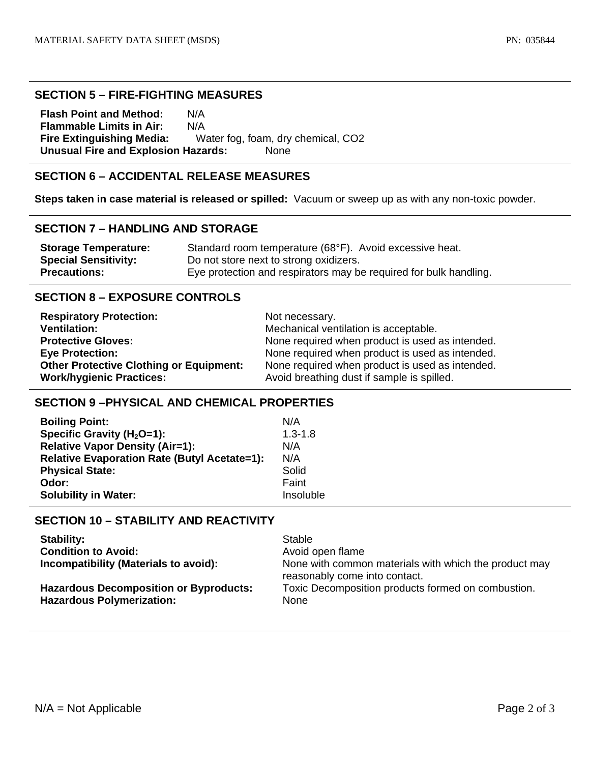## SECTION 5 – FIRE-FIGHTING MEASURES

**Flash Point and Method:** N/A
**Flammable Limits in Air:** N/A
**Fire Extinguishing Media:** Water fog, foam, dry chemical, $CO_2$
**Unusual Fire and Explosion Hazards:** None

## SECTION 6 – ACCIDENTAL RELEASE MEASURES

**Steps taken in case material is released or spilled:** Vacuum or sweep up as with any non-toxic powder.

## SECTION 7 – HANDLING AND STORAGE

| | |
|---|---|
| **Storage Temperature:** | Standard room temperature (68°F). Avoid excessive heat. |
| **Special Sensitivity:** | Do not store next to strong oxidizers. |
| **Precautions:** | Eye protection and respirators may be required for bulk handling. |

## SECTION 8 – EXPOSURE CONTROLS

| | |
|---|---|
| **Respiratory Protection:** | Not necessary. |
| **Ventilation:** | Mechanical ventilation is acceptable. |
| **Protective Gloves:** | None required when product is used as intended. |
| **Eye Protection:** | None required when product is used as intended. |
| **Other Protective Clothing or Equipment:** | None required when product is used as intended. |
| **Work/hygienic Practices:** | Avoid breathing dust if sample is spilled. |

## SECTION 9 –PHYSICAL AND CHEMICAL PROPERTIES

| | |
|---|---|
| **Boiling Point:** | N/A |
| **Specific Gravity ($H_2O$=1):** | 1.3-1.8 |
| **Relative Vapor Density (Air=1):** | N/A |
| **Relative Evaporation Rate (Butyl Acetate=1):** | N/A |
| **Physical State:** | Solid |
| **Odor:** | Faint |
| **Solubility in Water:** | Insoluble |

## SECTION 10 – STABILITY AND REACTIVITY

| | |
|---|---|
| **Stability:** | Stable |
| **Condition to Avoid:** | Avoid open flame |
| **Incompatibility (Materials to avoid):** | None with common materials with which the product may reasonably come into contact. |
| **Hazardous Decomposition or Byproducts:** | Toxic Decomposition products formed on combustion. |
| **Hazardous Polymerization:** | None |

N/A = Not Applicable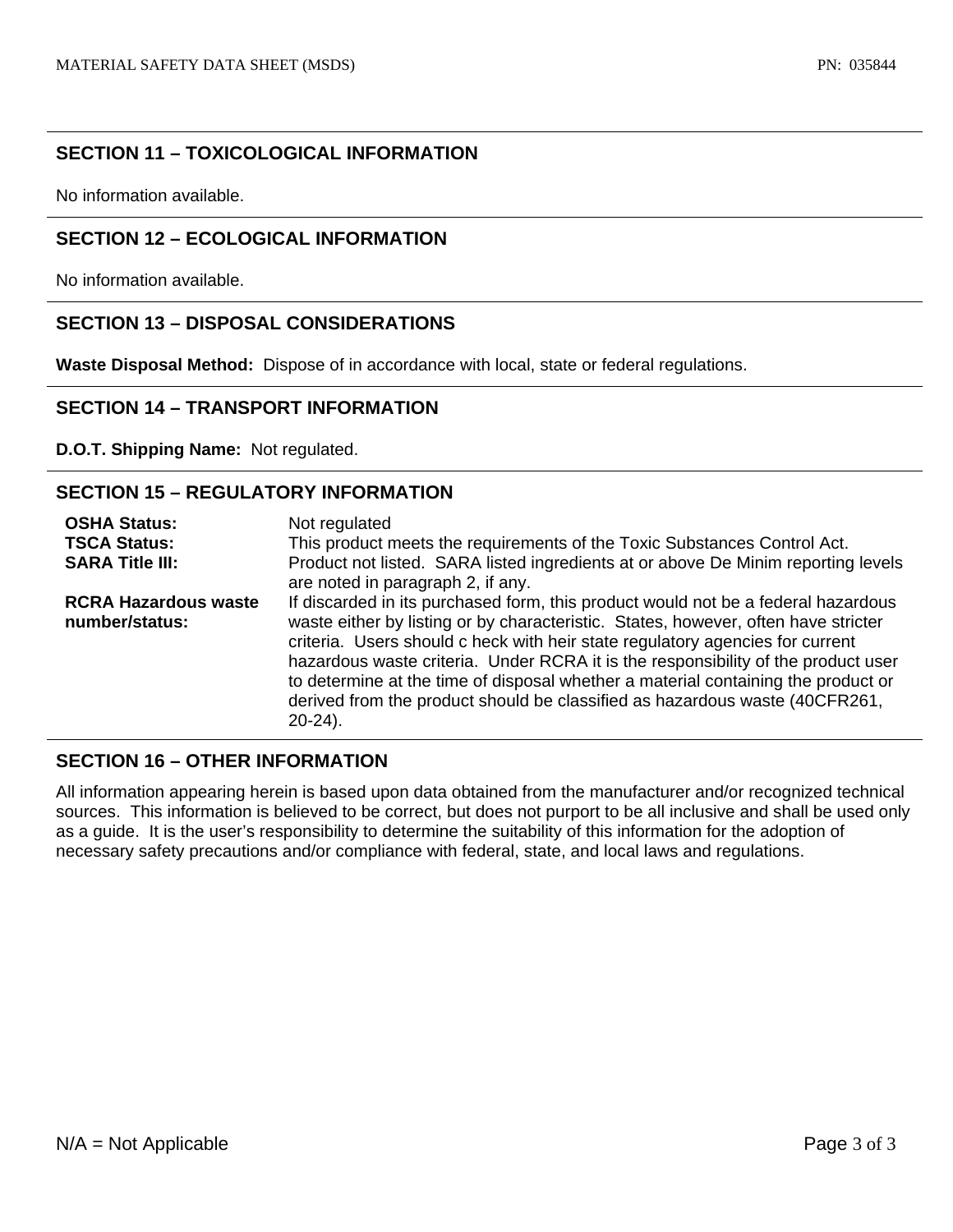## SECTION 11 – TOXICOLOGICAL INFORMATION

No information available.

## SECTION 12 – ECOLOGICAL INFORMATION

No information available.

## SECTION 13 – DISPOSAL CONSIDERATIONS

**Waste Disposal Method:** Dispose of in accordance with local, state or federal regulations.

## SECTION 14 – TRANSPORT INFORMATION

**D.O.T. Shipping Name:** Not regulated.

## SECTION 15 – REGULATORY INFORMATION

| | |
|---|---|
| **OSHA Status:** | Not regulated |
| **TSCA Status:** | This product meets the requirements of the Toxic Substances Control Act. |
| **SARA Title III:** | Product not listed. SARA listed ingredients at or above De Minim reporting levels are noted in paragraph 2, if any. |
| **RCRA Hazardous waste number/status:** | If discarded in its purchased form, this product would not be a federal hazardous waste either by listing or by characteristic. States, however, often have stricter criteria. Users should c heck with heir state regulatory agencies for current hazardous waste criteria. Under RCRA it is the responsibility of the product user to determine at the time of disposal whether a material containing the product or derived from the product should be classified as hazardous waste (40CFR261, 20-24). |

## SECTION 16 – OTHER INFORMATION

All information appearing herein is based upon data obtained from the manufacturer and/or recognized technical sources. This information is believed to be correct, but does not purport to be all inclusive and shall be used only as a guide. It is the user's responsibility to determine the suitability of this information for the adoption of necessary safety precautions and/or compliance with federal, state, and local laws and regulations.

N/A = Not Applicable